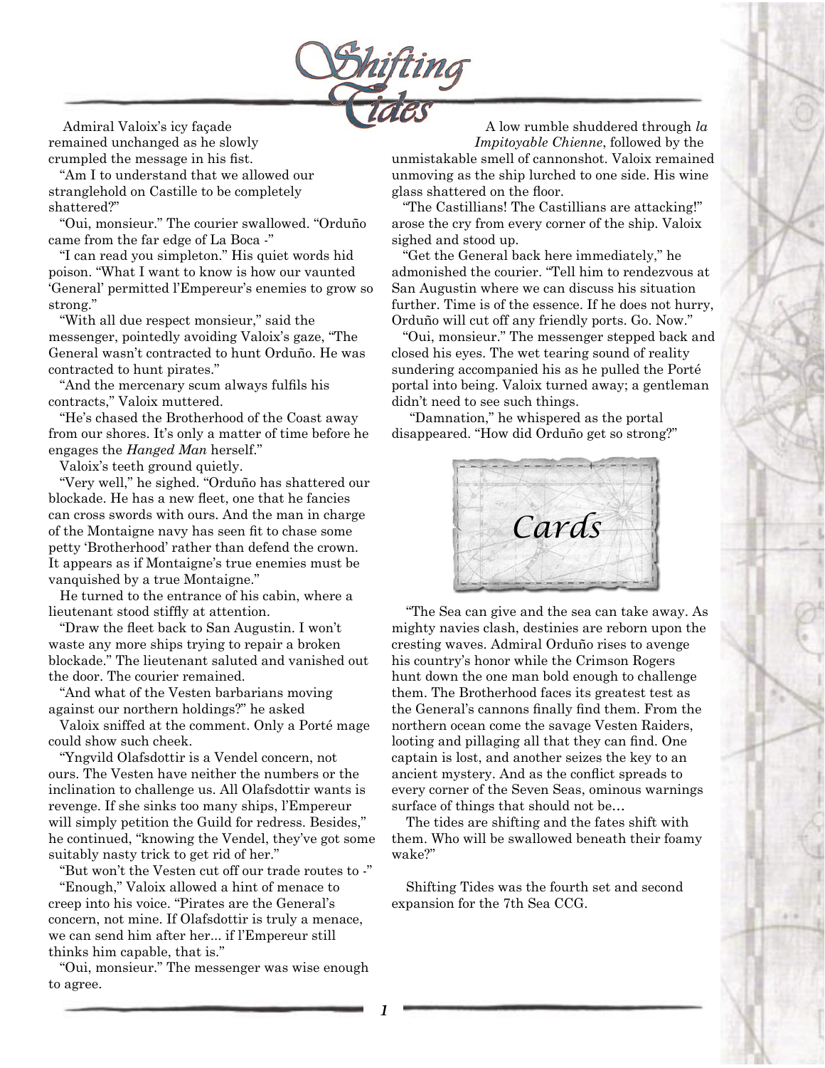# Shifting Tides

Admiral Valoix's icy façade remained unchanged as he slowly crumpled the message in his fist.

"Am I to understand that we allowed our stranglehold on Castille to be completely shattered?"

"Oui, monsieur." The courier swallowed. "Orduño came from the far edge of La Boca -"

"I can read you simpleton." His quiet words hid poison. "What I want to know is how our vaunted 'General' permitted l'Empereur's enemies to grow so strong."

"With all due respect monsieur," said the messenger, pointedly avoiding Valoix's gaze, "The General wasn't contracted to hunt Orduño. He was contracted to hunt pirates."

"And the mercenary scum always fulfils his contracts," Valoix muttered.

"He's chased the Brotherhood of the Coast away from our shores. It's only a matter of time before he engages the *Hanged Man* herself."

Valoix's teeth ground quietly.

"Very well," he sighed. "Orduño has shattered our blockade. He has a new fleet, one that he fancies can cross swords with ours. And the man in charge of the Montaigne navy has seen fit to chase some petty 'Brotherhood' rather than defend the crown. It appears as if Montaigne's true enemies must be vanquished by a true Montaigne."

He turned to the entrance of his cabin, where a lieutenant stood stiffly at attention.

"Draw the fleet back to San Augustin. I won't waste any more ships trying to repair a broken blockade." The lieutenant saluted and vanished out the door. The courier remained.

"And what of the Vesten barbarians moving against our northern holdings?" he asked

Valoix sniffed at the comment. Only a Porté mage could show such cheek.

"Yngvild Olafsdottir is a Vendel concern, not ours. The Vesten have neither the numbers or the inclination to challenge us. All Olafsdottir wants is revenge. If she sinks too many ships, l'Empereur will simply petition the Guild for redress. Besides," he continued, "knowing the Vendel, they've got some suitably nasty trick to get rid of her."

"But won't the Vesten cut off our trade routes to -"

"Enough," Valoix allowed a hint of menace to creep into his voice. "Pirates are the General's concern, not mine. If Olafsdottir is truly a menace, we can send him after her... if l'Empereur still thinks him capable, that is."

"Oui, monsieur." The messenger was wise enough to agree.

A low rumble shuddered through *la Impitoyable Chienne*, followed by the unmistakable smell of cannonshot. Valoix remained unmoving as the ship lurched to one side. His wine glass shattered on the floor.

"The Castillians! The Castillians are attacking!" arose the cry from every corner of the ship. Valoix sighed and stood up.

"Get the General back here immediately," he admonished the courier. "Tell him to rendezvous at San Augustin where we can discuss his situation further. Time is of the essence. If he does not hurry, Orduño will cut off any friendly ports. Go. Now."

"Oui, monsieur." The messenger stepped back and closed his eyes. The wet tearing sound of reality sundering accompanied his as he pulled the Porté portal into being. Valoix turned away; a gentleman didn't need to see such things.

"Damnation," he whispered as the portal disappeared. "How did Orduño get so strong?"

## Cards

"The Sea can give and the sea can take away. As mighty navies clash, destinies are reborn upon the cresting waves. Admiral Orduño rises to avenge his country's honor while the Crimson Rogers hunt down the one man bold enough to challenge them. The Brotherhood faces its greatest test as the General's cannons finally find them. From the northern ocean come the savage Vesten Raiders, looting and pillaging all that they can find. One captain is lost, and another seizes the key to an ancient mystery. And as the conflict spreads to every corner of the Seven Seas, ominous warnings surface of things that should not be…

The tides are shifting and the fates shift with them. Who will be swallowed beneath their foamy wake?"

Shifting Tides was the fourth set and second expansion for the 7th Sea CCG.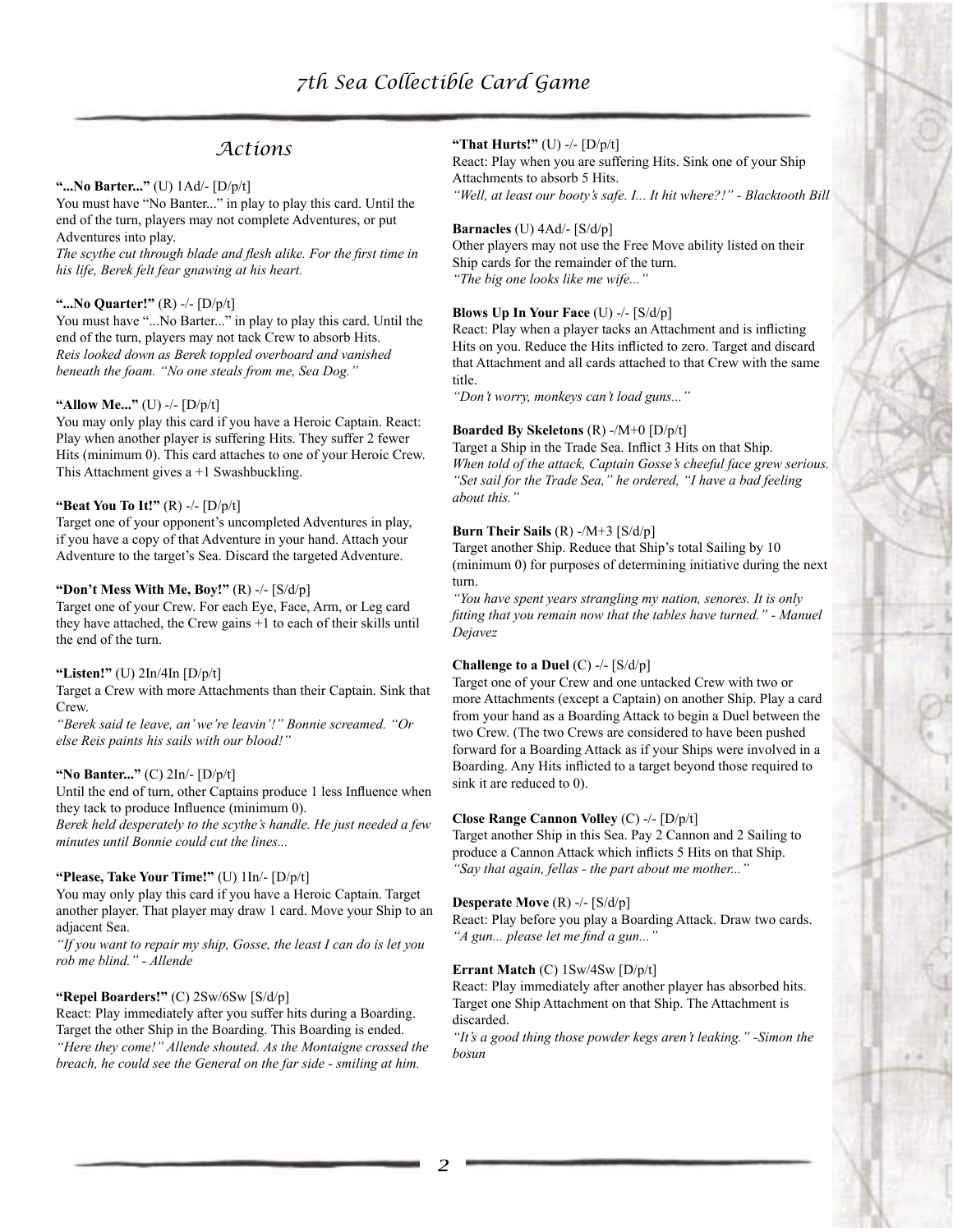## Actions

**"...No Barter..."** (U) 1Ad/- [D/p/t]
You must have "No Banter..." in play to play this card. Until the end of the turn, players may not complete Adventures, or put Adventures into play.
*The scythe cut through blade and flesh alike. For the first time in his life, Berek felt fear gnawing at his heart.*

**"...No Quarter!"** (R) -/- [D/p/t]
You must have "...No Barter..." in play to play this card. Until the end of the turn, players may not tack Crew to absorb Hits.
*Reis looked down as Berek toppled overboard and vanished beneath the foam. "No one steals from me, Sea Dog."*

**"Allow Me..."** (U) -/- [D/p/t]
You may only play this card if you have a Heroic Captain. React: Play when another player is suffering Hits. They suffer 2 fewer Hits (minimum 0). This card attaches to one of your Heroic Crew. This Attachment gives a +1 Swashbuckling.

**"Beat You To It!"** (R) -/- [D/p/t]
Target one of your opponent's uncompleted Adventures in play, if you have a copy of that Adventure in your hand. Attach your Adventure to the target's Sea. Discard the targeted Adventure.

**"Don't Mess With Me, Boy!"** (R) -/- [S/d/p]
Target one of your Crew. For each Eye, Face, Arm, or Leg card they have attached, the Crew gains +1 to each of their skills until the end of the turn.

**"Listen!"** (U) 2In/4In [D/p/t]
Target a Crew with more Attachments than their Captain. Sink that Crew.
*"Berek said te leave, an' we're leavin'!" Bonnie screamed. "Or else Reis paints his sails with our blood!"*

**"No Banter..."** (C) 2In/- [D/p/t]
Until the end of turn, other Captains produce 1 less Influence when they tack to produce Influence (minimum 0).
*Berek held desperately to the scythe's handle. He just needed a few minutes until Bonnie could cut the lines...*

**"Please, Take Your Time!"** (U) 1In/- [D/p/t]
You may only play this card if you have a Heroic Captain. Target another player. That player may draw 1 card. Move your Ship to an adjacent Sea.
*"If you want to repair my ship, Gosse, the least I can do is let you rob me blind." - Allende*

**"Repel Boarders!"** (C) 2Sw/6Sw [S/d/p]
React: Play immediately after you suffer hits during a Boarding. Target the other Ship in the Boarding. This Boarding is ended.
*"Here they come!" Allende shouted. As the Montaigne crossed the breach, he could see the General on the far side - smiling at him.*

**"That Hurts!"** (U) -/- [D/p/t]
React: Play when you are suffering Hits. Sink one of your Ship Attachments to absorb 5 Hits.
*"Well, at least our booty's safe. I... It hit where?!" - Blacktooth Bill*

**Barnacles** (U) 4Ad/- [S/d/p]
Other players may not use the Free Move ability listed on their Ship cards for the remainder of the turn.
*"The big one looks like me wife..."*

**Blows Up In Your Face** (U) -/- [S/d/p]
React: Play when a player tacks an Attachment and is inflicting Hits on you. Reduce the Hits inflicted to zero. Target and discard that Attachment and all cards attached to that Crew with the same title.
*"Don't worry, monkeys can't load guns..."*

**Boarded By Skeletons** (R) -/M+0 [D/p/t]
Target a Ship in the Trade Sea. Inflict 3 Hits on that Ship.
*When told of the attack, Captain Gosse's cheeful face grew serious. "Set sail for the Trade Sea," he ordered, "I have a bad feeling about this."*

**Burn Their Sails** (R) -/M+3 [S/d/p]
Target another Ship. Reduce that Ship's total Sailing by 10 (minimum 0) for purposes of determining initiative during the next turn.
*"You have spent years strangling my nation, senores. It is only fitting that you remain now that the tables have turned." - Manuel Dejavez*

**Challenge to a Duel** (C) -/- [S/d/p]
Target one of your Crew and one untacked Crew with two or more Attachments (except a Captain) on another Ship. Play a card from your hand as a Boarding Attack to begin a Duel between the two Crew. (The two Crews are considered to have been pushed forward for a Boarding Attack as if your Ships were involved in a Boarding. Any Hits inflicted to a target beyond those required to sink it are reduced to 0).

**Close Range Cannon Volley** (C) -/- [D/p/t]
Target another Ship in this Sea. Pay 2 Cannon and 2 Sailing to produce a Cannon Attack which inflicts 5 Hits on that Ship.
*"Say that again, fellas - the part about me mother..."*

**Desperate Move** (R) -/- [S/d/p]
React: Play before you play a Boarding Attack. Draw two cards.
*"A gun... please let me find a gun..."*

**Errant Match** (C) 1Sw/4Sw [D/p/t]
React: Play immediately after another player has absorbed hits. Target one Ship Attachment on that Ship. The Attachment is discarded.
*"It's a good thing those powder kegs aren't leaking." -Simon the bosun*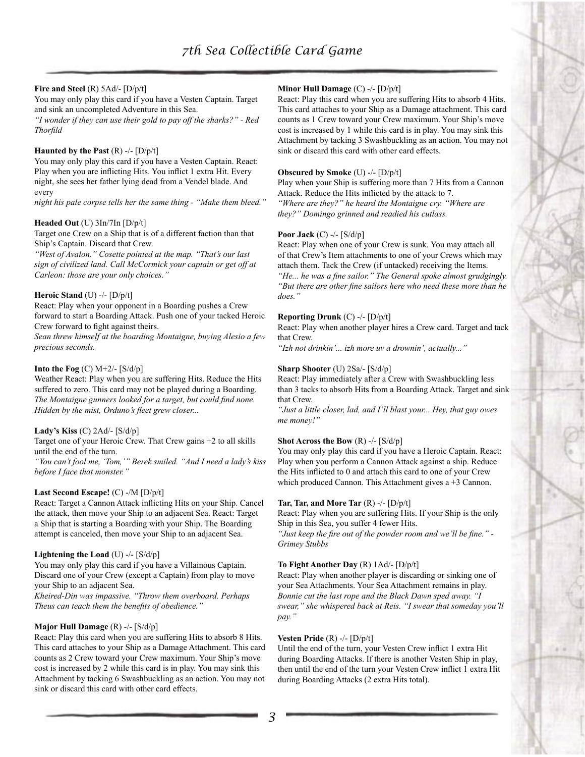**Fire and Steel** (R) 5Ad/- [D/p/t]
You may only play this card if you have a Vesten Captain. Target and sink an uncompleted Adventure in this Sea.
*"I wonder if they can use their gold to pay off the sharks?" - Red Thorfild*

**Haunted by the Past** (R) -/- [D/p/t]
You may only play this card if you have a Vesten Captain. React: Play when you are inflicting Hits. You inflict 1 extra Hit. Every night, she sees her father lying dead from a Vendel blade. And every
*night his pale corpse tells her the same thing - "Make them bleed."*

**Headed Out** (U) 3In/7In [D/p/t]
Target one Crew on a Ship that is of a different faction than that Ship's Captain. Discard that Crew.
*"West of Avalon." Cosette pointed at the map. "That's our last sign of civilized land. Call McCormick your captain or get off at Carleon: those are your only choices."*

**Heroic Stand** (U) -/- [D/p/t]
React: Play when your opponent in a Boarding pushes a Crew forward to start a Boarding Attack. Push one of your tacked Heroic Crew forward to fight against theirs.
*Sean threw himself at the boarding Montaigne, buying Alesio a few precious seconds.*

**Into the Fog** (C) M+2/- [S/d/p]
Weather React: Play when you are suffering Hits. Reduce the Hits suffered to zero. This card may not be played during a Boarding.
*The Montaigne gunners looked for a target, but could find none. Hidden by the mist, Orduno's fleet grew closer...*

**Lady's Kiss** (C) 2Ad/- [S/d/p]
Target one of your Heroic Crew. That Crew gains +2 to all skills until the end of the turn.
*"You can't fool me, 'Tom,'" Berek smiled. "And I need a lady's kiss before I face that monster."*

**Last Second Escape!** (C) -/M [D/p/t]
React: Target a Cannon Attack inflicting Hits on your Ship. Cancel the attack, then move your Ship to an adjacent Sea. React: Target a Ship that is starting a Boarding with your Ship. The Boarding attempt is canceled, then move your Ship to an adjacent Sea.

**Lightening the Load** (U) -/- [S/d/p]
You may only play this card if you have a Villainous Captain. Discard one of your Crew (except a Captain) from play to move your Ship to an adjacent Sea.
*Kheired-Din was impassive. "Throw them overboard. Perhaps Theus can teach them the benefits of obedience."*

**Major Hull Damage** (R) -/- [S/d/p]
React: Play this card when you are suffering Hits to absorb 8 Hits. This card attaches to your Ship as a Damage Attachment. This card counts as 2 Crew toward your Crew maximum. Your Ship's move cost is increased by 2 while this card is in play. You may sink this Attachment by tacking 6 Swashbuckling as an action. You may not sink or discard this card with other card effects.

**Minor Hull Damage** (C) -/- [D/p/t]
React: Play this card when you are suffering Hits to absorb 4 Hits. This card attaches to your Ship as a Damage attachment. This card counts as 1 Crew toward your Crew maximum. Your Ship's move cost is increased by 1 while this card is in play. You may sink this Attachment by tacking 3 Swashbuckling as an action. You may not sink or discard this card with other card effects.

**Obscured by Smoke** (U) -/- [D/p/t]
Play when your Ship is suffering more than 7 Hits from a Cannon Attack. Reduce the Hits inflicted by the attack to 7.
*"Where are they?" he heard the Montaigne cry. "Where are they?" Domingo grinned and readied his cutlass.*

**Poor Jack** (C) -/- [S/d/p]
React: Play when one of your Crew is sunk. You may attach all of that Crew's Item attachments to one of your Crews which may attach them. Tack the Crew (if untacked) receiving the Items.
*"He... he was a fine sailor." The General spoke almost grudgingly. "But there are other fine sailors here who need these more than he does."*

**Reporting Drunk** (C) -/- [D/p/t]
React: Play when another player hires a Crew card. Target and tack that Crew.
*"Izh not drinkin'... izh more uv a drownin', actually..."*

**Sharp Shooter** (U) 2Sa/- [S/d/p]
React: Play immediately after a Crew with Swashbuckling less than 3 tacks to absorb Hits from a Boarding Attack. Target and sink that Crew.
*"Just a little closer, lad, and I'll blast your... Hey, that guy owes me money!"*

**Shot Across the Bow** (R) -/- [S/d/p]
You may only play this card if you have a Heroic Captain. React: Play when you perform a Cannon Attack against a ship. Reduce the Hits inflicted to 0 and attach this card to one of your Crew which produced Cannon. This Attachment gives a +3 Cannon.

**Tar, Tar, and More Tar** (R) -/- [D/p/t]
React: Play when you are suffering Hits. If your Ship is the only Ship in this Sea, you suffer 4 fewer Hits.
*"Just keep the fire out of the powder room and we'll be fine." - Grimey Stubbs*

**To Fight Another Day** (R) 1Ad/- [D/p/t]
React: Play when another player is discarding or sinking one of your Sea Attachments. Your Sea Attachment remains in play.
*Bonnie cut the last rope and the Black Dawn sped away. "I swear," she whispered back at Reis. "I swear that someday you'll pay."*

**Vesten Pride** (R) -/- [D/p/t]
Until the end of the turn, your Vesten Crew inflict 1 extra Hit during Boarding Attacks. If there is another Vesten Ship in play, then until the end of the turn your Vesten Crew inflict 1 extra Hit during Boarding Attacks (2 extra Hits total).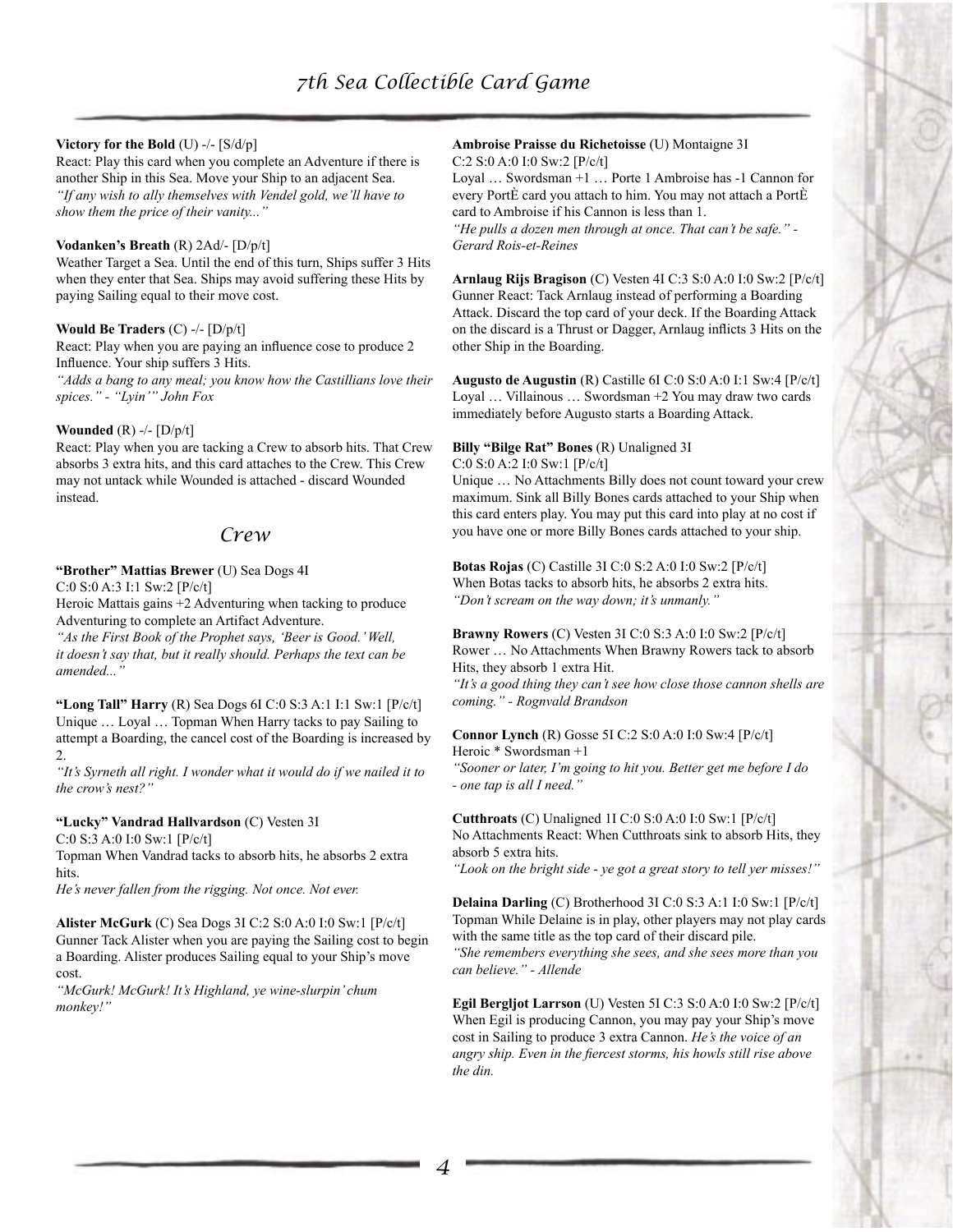**Victory for the Bold** (U) -/- [S/d/p]
React: Play this card when you complete an Adventure if there is another Ship in this Sea. Move your Ship to an adjacent Sea.
*"If any wish to ally themselves with Vendel gold, we'll have to show them the price of their vanity..."*

**Vodanken's Breath** (R) 2Ad/- [D/p/t]
Weather Target a Sea. Until the end of this turn, Ships suffer 3 Hits when they enter that Sea. Ships may avoid suffering these Hits by paying Sailing equal to their move cost.

**Would Be Traders** (C) -/- [D/p/t]
React: Play when you are paying an influence cose to produce 2 Influence. Your ship suffers 3 Hits.
*"Adds a bang to any meal; you know how the Castillians love their spices." - "Lyin'" John Fox*

**Wounded** (R) -/- [D/p/t]
React: Play when you are tacking a Crew to absorb hits. That Crew absorbs 3 extra hits, and this card attaches to the Crew. This Crew may not untack while Wounded is attached - discard Wounded instead.

## Crew

**"Brother" Mattias Brewer** (U) Sea Dogs 4I
C:0 S:0 A:3 I:1 Sw:2 [P/c/t]
Heroic Mattais gains +2 Adventuring when tacking to produce Adventuring to complete an Artifact Adventure.
*"As the First Book of the Prophet says, 'Beer is Good.' Well, it doesn't say that, but it really should. Perhaps the text can be amended..."*

**"Long Tall" Harry** (R) Sea Dogs 6I C:0 S:3 A:1 I:1 Sw:1 [P/c/t]
Unique … Loyal … Topman When Harry tacks to pay Sailing to attempt a Boarding, the cancel cost of the Boarding is increased by 2.
*"It's Syrneth all right. I wonder what it would do if we nailed it to the crow's nest?"*

**"Lucky" Vandrad Hallvardson** (C) Vesten 3I
C:0 S:3 A:0 I:0 Sw:1 [P/c/t]
Topman When Vandrad tacks to absorb hits, he absorbs 2 extra hits.
*He's never fallen from the rigging. Not once. Not ever.*

**Alister McGurk** (C) Sea Dogs 3I C:2 S:0 A:0 I:0 Sw:1 [P/c/t]
Gunner Tack Alister when you are paying the Sailing cost to begin a Boarding. Alister produces Sailing equal to your Ship's move cost.
*"McGurk! McGurk! It's Highland, ye wine-slurpin' chum monkey!"*

**Ambroise Praisse du Richetoisse** (U) Montaigne 3I
C:2 S:0 A:0 I:0 Sw:2 [P/c/t]
Loyal … Swordsman +1 … Porte 1 Ambroise has -1 Cannon for every PortÈ card you attach to him. You may not attach a PortÈ card to Ambroise if his Cannon is less than 1.
*"He pulls a dozen men through at once. That can't be safe." - Gerard Rois-et-Reines*

**Arnlaug Rijs Bragison** (C) Vesten 4I C:3 S:0 A:0 I:0 Sw:2 [P/c/t]
Gunner React: Tack Arnlaug instead of performing a Boarding Attack. Discard the top card of your deck. If the Boarding Attack on the discard is a Thrust or Dagger, Arnlaug inflicts 3 Hits on the other Ship in the Boarding.

**Augusto de Augustin** (R) Castille 6I C:0 S:0 A:0 I:1 Sw:4 [P/c/t]
Loyal … Villainous … Swordsman +2 You may draw two cards immediately before Augusto starts a Boarding Attack.

**Billy "Bilge Rat" Bones** (R) Unaligned 3I
C:0 S:0 A:2 I:0 Sw:1 [P/c/t]
Unique … No Attachments Billy does not count toward your crew maximum. Sink all Billy Bones cards attached to your Ship when this card enters play. You may put this card into play at no cost if you have one or more Billy Bones cards attached to your ship.

**Botas Rojas** (C) Castille 3I C:0 S:2 A:0 I:0 Sw:2 [P/c/t]
When Botas tacks to absorb hits, he absorbs 2 extra hits.
*"Don't scream on the way down; it's unmanly."*

**Brawny Rowers** (C) Vesten 3I C:0 S:3 A:0 I:0 Sw:2 [P/c/t]
Rower … No Attachments When Brawny Rowers tack to absorb Hits, they absorb 1 extra Hit.
*"It's a good thing they can't see how close those cannon shells are coming." - Rognvald Brandson*

**Connor Lynch** (R) Gosse 5I C:2 S:0 A:0 I:0 Sw:4 [P/c/t]
Heroic * Swordsman +1
*"Sooner or later, I'm going to hit you. Better get me before I do - one tap is all I need."*

**Cutthroats** (C) Unaligned 1I C:0 S:0 A:0 I:0 Sw:1 [P/c/t]
No Attachments React: When Cutthroats sink to absorb Hits, they absorb 5 extra hits.
*"Look on the bright side - ye got a great story to tell yer misses!"*

**Delaina Darling** (C) Brotherhood 3I C:0 S:3 A:1 I:0 Sw:1 [P/c/t]
Topman While Delaine is in play, other players may not play cards with the same title as the top card of their discard pile.
*"She remembers everything she sees, and she sees more than you can believe." - Allende*

**Egil Bergljot Larrson** (U) Vesten 5I C:3 S:0 A:0 I:0 Sw:2 [P/c/t]
When Egil is producing Cannon, you may pay your Ship's move cost in Sailing to produce 3 extra Cannon. *He's the voice of an angry ship. Even in the fiercest storms, his howls still rise above the din.*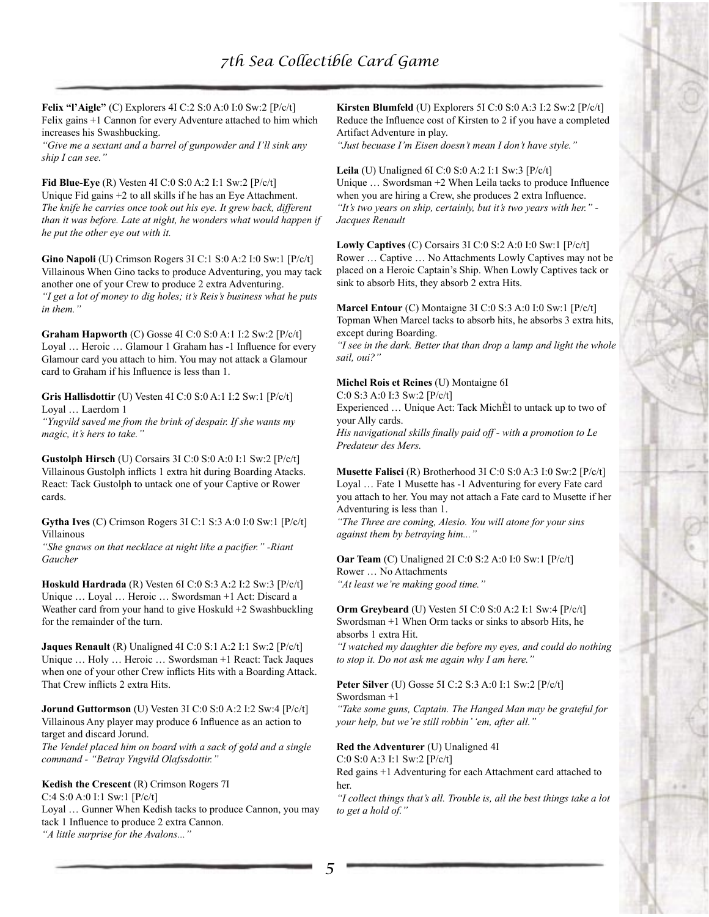**Felix "l'Aigle"** (C) Explorers 4I C:2 S:0 A:0 I:0 Sw:2 [P/c/t]
Felix gains +1 Cannon for every Adventure attached to him which increases his Swashbucking.
*"Give me a sextant and a barrel of gunpowder and I'll sink any ship I can see."*

**Fid Blue-Eye** (R) Vesten 4I C:0 S:0 A:2 I:1 Sw:2 [P/c/t]
Unique Fid gains +2 to all skills if he has an Eye Attachment.
*The knife he carries once took out his eye. It grew back, different than it was before. Late at night, he wonders what would happen if he put the other eye out with it.*

**Gino Napoli** (U) Crimson Rogers 3I C:1 S:0 A:2 I:0 Sw:1 [P/c/t]
Villainous When Gino tacks to produce Adventuring, you may tack another one of your Crew to produce 2 extra Adventuring.
*"I get a lot of money to dig holes; it's Reis's business what he puts in them."*

**Graham Hapworth** (C) Gosse 4I C:0 S:0 A:1 I:2 Sw:2 [P/c/t]
Loyal … Heroic … Glamour 1 Graham has -1 Influence for every Glamour card you attach to him. You may not attack a Glamour card to Graham if his Influence is less than 1.

**Gris Hallisdottir** (U) Vesten 4I C:0 S:0 A:1 I:2 Sw:1 [P/c/t]
Loyal … Laerdom 1
*"Yngvild saved me from the brink of despair. If she wants my magic, it's hers to take."*

**Gustolph Hirsch** (U) Corsairs 3I C:0 S:0 A:0 I:1 Sw:2 [P/c/t]
Villainous Gustolph inflicts 1 extra hit during Boarding Atacks. React: Tack Gustolph to untack one of your Captive or Rower cards.

**Gytha Ives** (C) Crimson Rogers 3I C:1 S:3 A:0 I:0 Sw:1 [P/c/t]
Villainous
*"She gnaws on that necklace at night like a pacifier." -Riant Gaucher*

**Hoskuld Hardrada** (R) Vesten 6I C:0 S:3 A:2 I:2 Sw:3 [P/c/t]
Unique … Loyal … Heroic … Swordsman +1 Act: Discard a Weather card from your hand to give Hoskuld +2 Swashbuckling for the remainder of the turn.

**Jaques Renault** (R) Unaligned 4I C:0 S:1 A:2 I:1 Sw:2 [P/c/t]
Unique … Holy … Heroic … Swordsman +1 React: Tack Jaques when one of your other Crew inflicts Hits with a Boarding Attack. That Crew inflicts 2 extra Hits.

**Jorund Guttormson** (U) Vesten 3I C:0 S:0 A:2 I:2 Sw:4 [P/c/t]
Villainous Any player may produce 6 Influence as an action to target and discard Jorund.
*The Vendel placed him on board with a sack of gold and a single command - "Betray Yngvild Olafssdottir."*

**Kedish the Crescent** (R) Crimson Rogers 7I
C:4 S:0 A:0 I:1 Sw:1 [P/c/t]
Loyal … Gunner When Kedish tacks to produce Cannon, you may tack 1 Influence to produce 2 extra Cannon.
*"A little surprise for the Avalons..."*

**Kirsten Blumfeld** (U) Explorers 5I C:0 S:0 A:3 I:2 Sw:2 [P/c/t]
Reduce the Influence cost of Kirsten to 2 if you have a completed Artifact Adventure in play.
*"Just becuase I'm Eisen doesn't mean I don't have style."*

**Leila** (U) Unaligned 6I C:0 S:0 A:2 I:1 Sw:3 [P/c/t]
Unique … Swordsman +2 When Leila tacks to produce Influence when you are hiring a Crew, she produces 2 extra Influence.
*"It's two years on ship, certainly, but it's two years with her." - Jacques Renault*

**Lowly Captives** (C) Corsairs 3I C:0 S:2 A:0 I:0 Sw:1 [P/c/t]
Rower … Captive … No Attachments Lowly Captives may not be placed on a Heroic Captain's Ship. When Lowly Captives tack or sink to absorb Hits, they absorb 2 extra Hits.

**Marcel Entour** (C) Montaigne 3I C:0 S:3 A:0 I:0 Sw:1 [P/c/t]
Topman When Marcel tacks to absorb hits, he absorbs 3 extra hits, except during Boarding.
*"I see in the dark. Better that than drop a lamp and light the whole sail, oui?"*

**Michel Rois et Reines** (U) Montaigne 6I
C:0 S:3 A:0 I:3 Sw:2 [P/c/t]
Experienced … Unique Act: Tack MichÈl to untack up to two of your Ally cards.
*His navigational skills finally paid off - with a promotion to Le Predateur des Mers.*

**Musette Falisci** (R) Brotherhood 3I C:0 S:0 A:3 I:0 Sw:2 [P/c/t]
Loyal … Fate 1 Musette has -1 Adventuring for every Fate card you attach to her. You may not attach a Fate card to Musette if her Adventuring is less than 1.
*"The Three are coming, Alesio. You will atone for your sins against them by betraying him..."*

**Oar Team** (C) Unaligned 2I C:0 S:2 A:0 I:0 Sw:1 [P/c/t]
Rower … No Attachments
*"At least we're making good time."*

**Orm Greybeard** (U) Vesten 5I C:0 S:0 A:2 I:1 Sw:4 [P/c/t]
Swordsman +1 When Orm tacks or sinks to absorb Hits, he absorbs 1 extra Hit.
*"I watched my daughter die before my eyes, and could do nothing to stop it. Do not ask me again why I am here."*

**Peter Silver** (U) Gosse 5I C:2 S:3 A:0 I:1 Sw:2 [P/c/t]
Swordsman +1
*"Take some guns, Captain. The Hanged Man may be grateful for your help, but we're still robbin' 'em, after all."*

**Red the Adventurer** (U) Unaligned 4I
C:0 S:0 A:3 I:1 Sw:2 [P/c/t]
Red gains +1 Adventuring for each Attachment card attached to her.
*"I collect things that's all. Trouble is, all the best things take a lot to get a hold of."*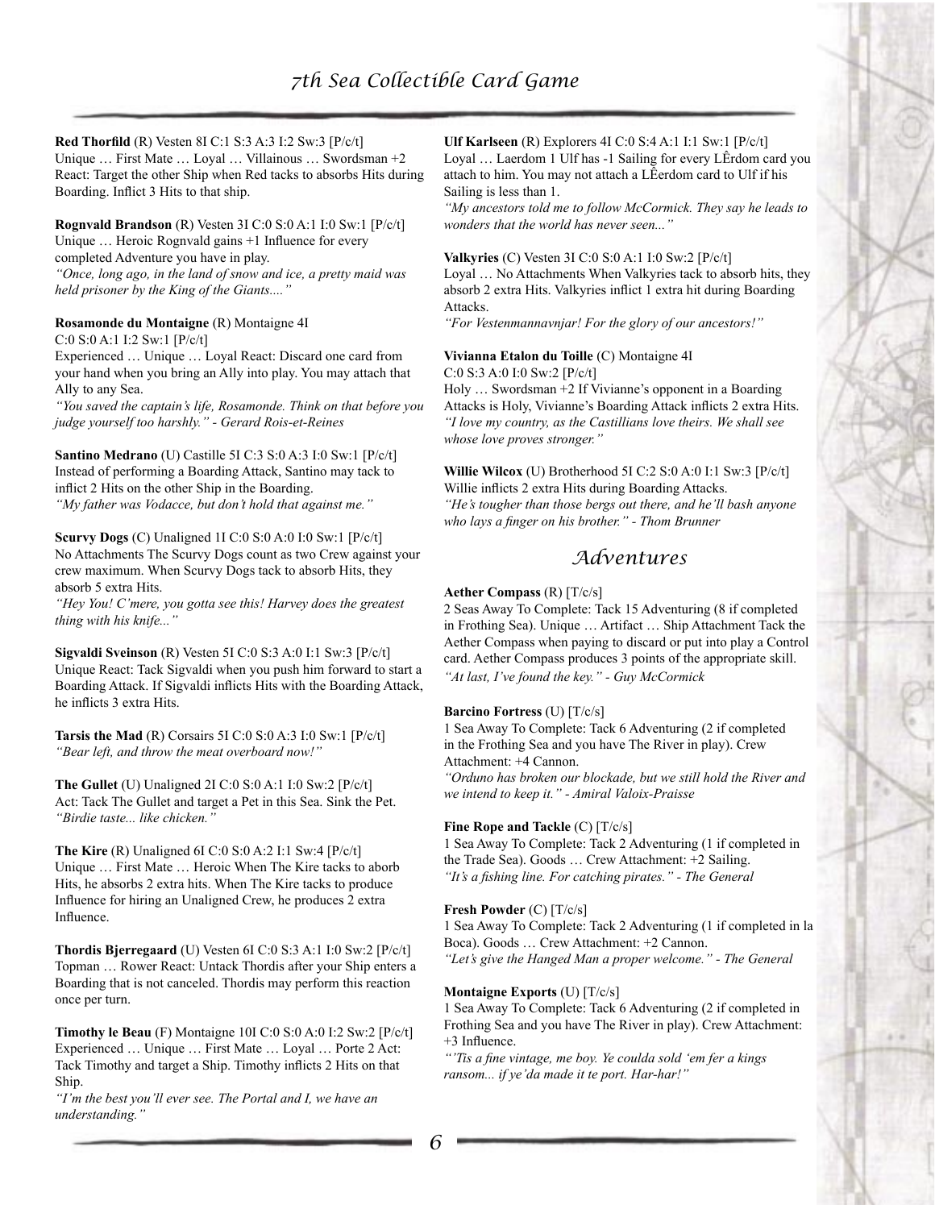**Red Thorfild** (R) Vesten 8I C:1 S:3 A:3 I:2 Sw:3 [P/c/t]
Unique … First Mate … Loyal … Villainous … Swordsman +2 React: Target the other Ship when Red tacks to absorbs Hits during Boarding. Inflict 3 Hits to that ship.

**Rognvald Brandson** (R) Vesten 3I C:0 S:0 A:1 I:0 Sw:1 [P/c/t]
Unique … Heroic Rognvald gains +1 Influence for every completed Adventure you have in play.
*"Once, long ago, in the land of snow and ice, a pretty maid was held prisoner by the King of the Giants...."*

**Rosamonde du Montaigne** (R) Montaigne 4I C:0 S:0 A:1 I:2 Sw:1 [P/c/t]
Experienced … Unique … Loyal React: Discard one card from your hand when you bring an Ally into play. You may attach that Ally to any Sea.
*"You saved the captain's life, Rosamonde. Think on that before you judge yourself too harshly." - Gerard Rois-et-Reines*

**Santino Medrano** (U) Castille 5I C:3 S:0 A:3 I:0 Sw:1 [P/c/t]
Instead of performing a Boarding Attack, Santino may tack to inflict 2 Hits on the other Ship in the Boarding.
*"My father was Vodacce, but don't hold that against me."*

**Scurvy Dogs** (C) Unaligned 1I C:0 S:0 A:0 I:0 Sw:1 [P/c/t]
No Attachments The Scurvy Dogs count as two Crew against your crew maximum. When Scurvy Dogs tack to absorb Hits, they absorb 5 extra Hits.
*"Hey You! C'mere, you gotta see this! Harvey does the greatest thing with his knife..."*

**Sigvaldi Sveinson** (R) Vesten 5I C:0 S:3 A:0 I:1 Sw:3 [P/c/t]
Unique React: Tack Sigvaldi when you push him forward to start a Boarding Attack. If Sigvaldi inflicts Hits with the Boarding Attack, he inflicts 3 extra Hits.

**Tarsis the Mad** (R) Corsairs 5I C:0 S:0 A:3 I:0 Sw:1 [P/c/t]
*"Bear left, and throw the meat overboard now!"*

**The Gullet** (U) Unaligned 2I C:0 S:0 A:1 I:0 Sw:2 [P/c/t]
Act: Tack The Gullet and target a Pet in this Sea. Sink the Pet.
*"Birdie taste... like chicken."*

**The Kire** (R) Unaligned 6I C:0 S:0 A:2 I:1 Sw:4 [P/c/t]
Unique … First Mate … Heroic When The Kire tacks to aborb Hits, he absorbs 2 extra hits. When The Kire tacks to produce Influence for hiring an Unaligned Crew, he produces 2 extra Influence.

**Thordis Bjerregaard** (U) Vesten 6I C:0 S:3 A:1 I:0 Sw:2 [P/c/t]
Topman … Rower React: Untack Thordis after your Ship enters a Boarding that is not canceled. Thordis may perform this reaction once per turn.

**Timothy le Beau** (F) Montaigne 10I C:0 S:0 A:0 I:2 Sw:2 [P/c/t]
Experienced … Unique … First Mate … Loyal … Porte 2 Act: Tack Timothy and target a Ship. Timothy inflicts 2 Hits on that Ship.
*"I'm the best you'll ever see. The Portal and I, we have an understanding."*

**Ulf Karlseen** (R) Explorers 4I C:0 S:4 A:1 I:1 Sw:1 [P/c/t]
Loyal … Laerdom 1 Ulf has -1 Sailing for every LÊrdom card you attach to him. You may not attach a LÊerdom card to Ulf if his Sailing is less than 1.
*"My ancestors told me to follow McCormick. They say he leads to wonders that the world has never seen..."*

**Valkyries** (C) Vesten 3I C:0 S:0 A:1 I:0 Sw:2 [P/c/t]
Loyal … No Attachments When Valkyries tack to absorb hits, they absorb 2 extra Hits. Valkyries inflict 1 extra hit during Boarding Attacks.
*"For Vestenmannavnjar! For the glory of our ancestors!"*

**Vivianna Etalon du Toille** (C) Montaigne 4I C:0 S:3 A:0 I:0 Sw:2 [P/c/t]
Holy … Swordsman +2 If Vivianne's opponent in a Boarding Attacks is Holy, Vivianne's Boarding Attack inflicts 2 extra Hits.
*"I love my country, as the Castillians love theirs. We shall see whose love proves stronger."*

**Willie Wilcox** (U) Brotherhood 5I C:2 S:0 A:0 I:1 Sw:3 [P/c/t]
Willie inflicts 2 extra Hits during Boarding Attacks.
*"He's tougher than those bergs out there, and he'll bash anyone who lays a finger on his brother." - Thom Brunner*

## Adventures

**Aether Compass** (R) [T/c/s]
2 Seas Away To Complete: Tack 15 Adventuring (8 if completed in Frothing Sea). Unique … Artifact … Ship Attachment Tack the Aether Compass when paying to discard or put into play a Control card. Aether Compass produces 3 points of the appropriate skill.
*"At last, I've found the key." - Guy McCormick*

**Barcino Fortress** (U) [T/c/s]
1 Sea Away To Complete: Tack 6 Adventuring (2 if completed in the Frothing Sea and you have The River in play). Crew Attachment: +4 Cannon.
*"Orduno has broken our blockade, but we still hold the River and we intend to keep it." - Amiral Valoix-Praisse*

**Fine Rope and Tackle** (C) [T/c/s]
1 Sea Away To Complete: Tack 2 Adventuring (1 if completed in the Trade Sea). Goods … Crew Attachment: +2 Sailing.
*"It's a fishing line. For catching pirates." - The General*

**Fresh Powder** (C) [T/c/s]
1 Sea Away To Complete: Tack 2 Adventuring (1 if completed in la Boca). Goods … Crew Attachment: +2 Cannon.
*"Let's give the Hanged Man a proper welcome." - The General*

**Montaigne Exports** (U) [T/c/s]
1 Sea Away To Complete: Tack 6 Adventuring (2 if completed in Frothing Sea and you have The River in play). Crew Attachment: +3 Influence.
*"'Tis a fine vintage, me boy. Ye coulda sold 'em fer a kings ransom... if ye'da made it te port. Har-har!"*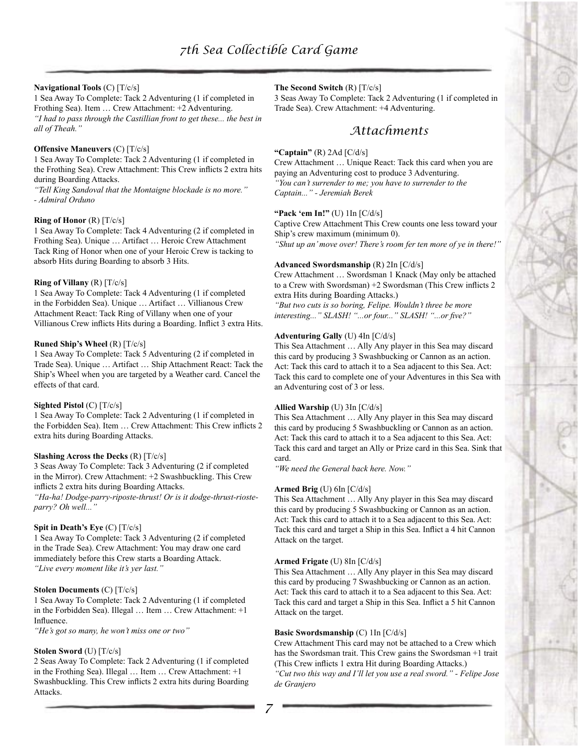**Navigational Tools** (C) [T/c/s]
1 Sea Away To Complete: Tack 2 Adventuring (1 if completed in Frothing Sea). Item … Crew Attachment: +2 Adventuring.
*"I had to pass through the Castillian front to get these... the best in all of Theah."*

**Offensive Maneuvers** (C) [T/c/s]
1 Sea Away To Complete: Tack 2 Adventuring (1 if completed in the Frothing Sea). Crew Attachment: This Crew inflicts 2 extra hits during Boarding Attacks.
*"Tell King Sandoval that the Montaigne blockade is no more." - Admiral Orduno*

**Ring of Honor** (R) [T/c/s]
1 Sea Away To Complete: Tack 4 Adventuring (2 if completed in Frothing Sea). Unique … Artifact … Heroic Crew Attachment Tack Ring of Honor when one of your Heroic Crew is tacking to absorb Hits during Boarding to absorb 3 Hits.

**Ring of Villany** (R) [T/c/s]
1 Sea Away To Complete: Tack 4 Adventuring (1 if completed in the Forbidden Sea). Unique … Artifact … Villianous Crew Attachment React: Tack Ring of Villany when one of your Villianous Crew inflicts Hits during a Boarding. Inflict 3 extra Hits.

**Runed Ship's Wheel** (R) [T/c/s]
1 Sea Away To Complete: Tack 5 Adventuring (2 if completed in Trade Sea). Unique … Artifact … Ship Attachment React: Tack the Ship's Wheel when you are targeted by a Weather card. Cancel the effects of that card.

**Sighted Pistol** (C) [T/c/s]
1 Sea Away To Complete: Tack 2 Adventuring (1 if completed in the Forbidden Sea). Item … Crew Attachment: This Crew inflicts 2 extra hits during Boarding Attacks.

**Slashing Across the Decks** (R) [T/c/s]
3 Seas Away To Complete: Tack 3 Adventuring (2 if completed in the Mirror). Crew Attachment: +2 Swashbuckling. This Crew inflicts 2 extra hits during Boarding Attacks.
*"Ha-ha! Dodge-parry-riposte-thrust! Or is it dodge-thrust-rioste-parry? Oh well..."*

**Spit in Death's Eye** (C) [T/c/s]
1 Sea Away To Complete: Tack 3 Adventuring (2 if completed in the Trade Sea). Crew Attachment: You may draw one card immediately before this Crew starts a Boarding Attack.
*"Live every moment like it's yer last."*

**Stolen Documents** (C) [T/c/s]
1 Sea Away To Complete: Tack 2 Adventuring (1 if completed in the Forbidden Sea). Illegal … Item … Crew Attachment: +1 Influence.
*"He's got so many, he won't miss one or two"*

**Stolen Sword** (U) [T/c/s]
2 Seas Away To Complete: Tack 2 Adventuring (1 if completed in the Frothing Sea). Illegal … Item … Crew Attachment: +1 Swashbuckling. This Crew inflicts 2 extra hits during Boarding Attacks.

**The Second Switch** (R) [T/c/s]
3 Seas Away To Complete: Tack 2 Adventuring (1 if completed in Trade Sea). Crew Attachment: +4 Adventuring.

## Attachments

**"Captain"** (R) 2Ad [C/d/s]
Crew Attachment … Unique React: Tack this card when you are paying an Adventuring cost to produce 3 Adventuring.
*"You can't surrender to me; you have to surrender to the Captain..." - Jeremiah Berek*

**"Pack 'em In!"** (U) 1In [C/d/s]
Captive Crew Attachment This Crew counts one less toward your Ship's crew maximum (minimum 0).
*"Shut up an' move over! There's room fer ten more of ye in there!"*

**Advanced Swordsmanship** (R) 2In [C/d/s]
Crew Attachment … Swordsman 1 Knack (May only be attached to a Crew with Swordsman) +2 Swordsman (This Crew inflicts 2 extra Hits during Boarding Attacks.)
*"But two cuts is so boring, Felipe. Wouldn't three be more interesting..." SLASH! "...or four..." SLASH! "...or five?"*

**Adventuring Gally** (U) 4In [C/d/s]
This Sea Attachment … Ally Any player in this Sea may discard this card by producing 3 Swashbucking or Cannon as an action. Act: Tack this card to attach it to a Sea adjacent to this Sea. Act: Tack this card to complete one of your Adventures in this Sea with an Adventuring cost of 3 or less.

**Allied Warship** (U) 3In [C/d/s]
This Sea Attachment … Ally Any player in this Sea may discard this card by producing 5 Swashbuckling or Cannon as an action. Act: Tack this card to attach it to a Sea adjacent to this Sea. Act: Tack this card and target an Ally or Prize card in this Sea. Sink that card.
*"We need the General back here. Now."*

**Armed Brig** (U) 6In [C/d/s]
This Sea Attachment … Ally Any player in this Sea may discard this card by producing 5 Swashbucking or Cannon as an action. Act: Tack this card to attach it to a Sea adjacent to this Sea. Act: Tack this card and target a Ship in this Sea. Inflict a 4 hit Cannon Attack on the target.

**Armed Frigate** (U) 8In [C/d/s]
This Sea Attachment … Ally Any player in this Sea may discard this card by producing 7 Swashbucking or Cannon as an action. Act: Tack this card to attach it to a Sea adjacent to this Sea. Act: Tack this card and target a Ship in this Sea. Inflict a 5 hit Cannon Attack on the target.

**Basic Swordsmanship** (C) 1In [C/d/s]
Crew Attachment This card may not be attached to a Crew which has the Swordsman trait. This Crew gains the Swordsman +1 trait (This Crew inflicts 1 extra Hit during Boarding Attacks.)
*"Cut two this way and I'll let you use a real sword." - Felipe Jose de Granjero*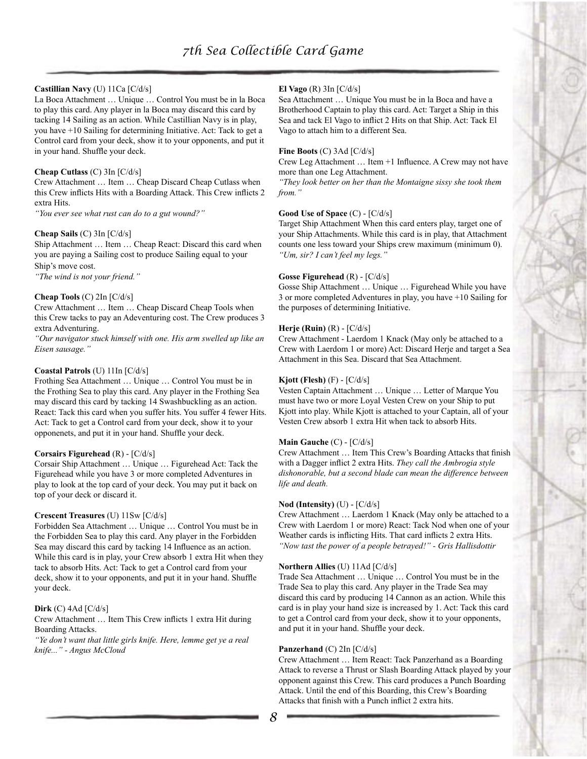**Castillian Navy** (U) 11Ca [C/d/s]

La Boca Attachment … Unique … Control You must be in la Boca to play this card. Any player in la Boca may discard this card by tacking 14 Sailing as an action. While Castillian Navy is in play, you have +10 Sailing for determining Initiative. Act: Tack to get a Control card from your deck, show it to your opponents, and put it in your hand. Shuffle your deck.

**Cheap Cutlass** (C) 3In [C/d/s]

Crew Attachment … Item … Cheap Discard Cheap Cutlass when this Crew inflicts Hits with a Boarding Attack. This Crew inflicts 2 extra Hits.

*"You ever see what rust can do to a gut wound?"*

**Cheap Sails** (C) 3In [C/d/s]

Ship Attachment … Item … Cheap React: Discard this card when you are paying a Sailing cost to produce Sailing equal to your Ship's move cost.

*"The wind is not your friend."*

**Cheap Tools** (C) 2In [C/d/s]

Crew Attachment … Item … Cheap Discard Cheap Tools when this Crew tacks to pay an Adeventuring cost. The Crew produces 3 extra Adventuring.

*"Our navigator stuck himself with one. His arm swelled up like an Eisen sausage."*

**Coastal Patrols** (U) 11In [C/d/s]

Frothing Sea Attachment … Unique … Control You must be in the Frothing Sea to play this card. Any player in the Frothing Sea may discard this card by tacking 14 Swashbuckling as an action. React: Tack this card when you suffer hits. You suffer 4 fewer Hits. Act: Tack to get a Control card from your deck, show it to your opponenets, and put it in your hand. Shuffle your deck.

**Corsairs Figurehead** (R) - [C/d/s]

Corsair Ship Attachment … Unique … Figurehead Act: Tack the Figurehead while you have 3 or more completed Adventures in play to look at the top card of your deck. You may put it back on top of your deck or discard it.

**Crescent Treasures** (U) 11Sw [C/d/s]

Forbidden Sea Attachment … Unique … Control You must be in the Forbidden Sea to play this card. Any player in the Forbidden Sea may discard this card by tacking 14 Influence as an action. While this card is in play, your Crew absorb 1 extra Hit when they tack to absorb Hits. Act: Tack to get a Control card from your deck, show it to your opponents, and put it in your hand. Shuffle your deck.

**Dirk** (C) 4Ad [C/d/s]

Crew Attachment … Item This Crew inflicts 1 extra Hit during Boarding Attacks.

*"Ye don't want that little girls knife. Here, lemme get ye a real knife..." - Angus McCloud*

**El Vago** (R) 3In [C/d/s]

Sea Attachment … Unique You must be in la Boca and have a Brotherhood Captain to play this card. Act: Target a Ship in this Sea and tack El Vago to inflict 2 Hits on that Ship. Act: Tack El Vago to attach him to a different Sea.

**Fine Boots** (C) 3Ad [C/d/s]

Crew Leg Attachment … Item +1 Influence. A Crew may not have more than one Leg Attachment.

*"They look better on her than the Montaigne sissy she took them from."*

**Good Use of Space** (C) - [C/d/s]

Target Ship Attachment When this card enters play, target one of your Ship Attachments. While this card is in play, that Attachment counts one less toward your Ships crew maximum (minimum 0).

*"Um, sir? I can't feel my legs."*

**Gosse Figurehead** (R) - [C/d/s]

Gosse Ship Attachment … Unique … Figurehead While you have 3 or more completed Adventures in play, you have +10 Sailing for the purposes of determining Initiative.

**Herje (Ruin)** (R) - [C/d/s]

Crew Attachment - Laerdom 1 Knack (May only be attached to a Crew with Laerdom 1 or more) Act: Discard Herje and target a Sea Attachment in this Sea. Discard that Sea Attachment.

**Kjott (Flesh)** (F) - [C/d/s]

Vesten Captain Attachment … Unique … Letter of Marque You must have two or more Loyal Vesten Crew on your Ship to put Kjott into play. While Kjott is attached to your Captain, all of your Vesten Crew absorb 1 extra Hit when tack to absorb Hits.

**Main Gauche** (C) - [C/d/s]

Crew Attachment … Item This Crew's Boarding Attacks that finish with a Dagger inflict 2 extra Hits. *They call the Ambrogia style dishonorable, but a second blade can mean the difference between life and death.*

**Nod (Intensity)** (U) - [C/d/s]

Crew Attachment … Laerdom 1 Knack (May only be attached to a Crew with Laerdom 1 or more) React: Tack Nod when one of your Weather cards is inflicting Hits. That card inflicts 2 extra Hits.

*"Now tast the power of a people betrayed!" - Gris Hallisdottir*

**Northern Allies** (U) 11Ad [C/d/s]

Trade Sea Attachment … Unique … Control You must be in the Trade Sea to play this card. Any player in the Trade Sea may discard this card by producing 14 Cannon as an action. While this card is in play your hand size is increased by 1. Act: Tack this card to get a Control card from your deck, show it to your opponents, and put it in your hand. Shuffle your deck.

**Panzerhand** (C) 2In [C/d/s]

Crew Attachment … Item React: Tack Panzerhand as a Boarding Attack to reverse a Thrust or Slash Boarding Attack played by your opponent against this Crew. This card produces a Punch Boarding Attack. Until the end of this Boarding, this Crew's Boarding Attacks that finish with a Punch inflict 2 extra hits.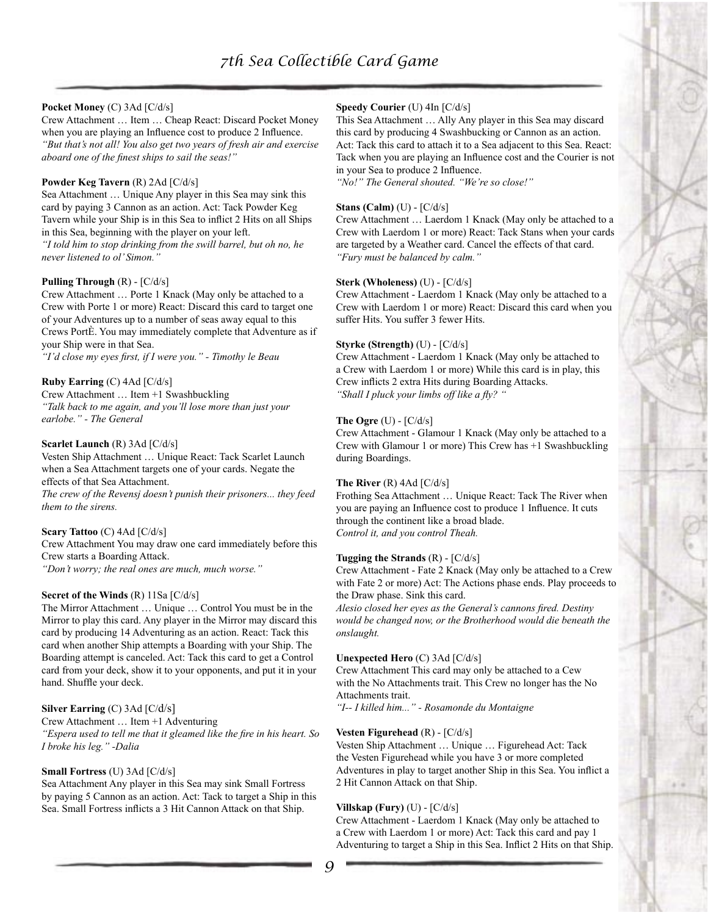**Pocket Money** (C) 3Ad [C/d/s]
Crew Attachment … Item … Cheap React: Discard Pocket Money when you are playing an Influence cost to produce 2 Influence.
*"But that's not all! You also get two years of fresh air and exercise aboard one of the finest ships to sail the seas!"*

**Powder Keg Tavern** (R) 2Ad [C/d/s]
Sea Attachment … Unique Any player in this Sea may sink this card by paying 3 Cannon as an action. Act: Tack Powder Keg Tavern while your Ship is in this Sea to inflict 2 Hits on all Ships in this Sea, beginning with the player on your left.
*"I told him to stop drinking from the swill barrel, but oh no, he never listened to ol' Simon."*

**Pulling Through** (R) - [C/d/s]
Crew Attachment … Porte 1 Knack (May only be attached to a Crew with Porte 1 or more) React: Discard this card to target one of your Adventures up to a number of seas away equal to this Crews PortÈ. You may immediately complete that Adventure as if your Ship were in that Sea.
*"I'd close my eyes first, if I were you." - Timothy le Beau*

**Ruby Earring** (C) 4Ad [C/d/s]
Crew Attachment … Item +1 Swashbuckling
*"Talk back to me again, and you'll lose more than just your earlobe." - The General*

**Scarlet Launch** (R) 3Ad [C/d/s]
Vesten Ship Attachment … Unique React: Tack Scarlet Launch when a Sea Attachment targets one of your cards. Negate the effects of that Sea Attachment.
*The crew of the Revensj doesn't punish their prisoners... they feed them to the sirens.*

**Scary Tattoo** (C) 4Ad [C/d/s]
Crew Attachment You may draw one card immediately before this Crew starts a Boarding Attack.
*"Don't worry; the real ones are much, much worse."*

**Secret of the Winds** (R) 11Sa [C/d/s]
The Mirror Attachment … Unique … Control You must be in the Mirror to play this card. Any player in the Mirror may discard this card by producing 14 Adventuring as an action. React: Tack this card when another Ship attempts a Boarding with your Ship. The Boarding attempt is canceled. Act: Tack this card to get a Control card from your deck, show it to your opponents, and put it in your hand. Shuffle your deck.

**Silver Earring** (C) 3Ad [C/d/s]
Crew Attachment … Item +1 Adventuring
*"Espera used to tell me that it gleamed like the fire in his heart. So I broke his leg." -Dalia*

**Small Fortress** (U) 3Ad [C/d/s]
Sea Attachment Any player in this Sea may sink Small Fortress by paying 5 Cannon as an action. Act: Tack to target a Ship in this Sea. Small Fortress inflicts a 3 Hit Cannon Attack on that Ship.

**Speedy Courier** (U) 4In [C/d/s]
This Sea Attachment … Ally Any player in this Sea may discard this card by producing 4 Swashbucking or Cannon as an action. Act: Tack this card to attach it to a Sea adjacent to this Sea. React: Tack when you are playing an Influence cost and the Courier is not in your Sea to produce 2 Influence.
*"No!" The General shouted. "We're so close!"*

**Stans (Calm)** (U) - [C/d/s]
Crew Attachment … Laerdom 1 Knack (May only be attached to a Crew with Laerdom 1 or more) React: Tack Stans when your cards are targeted by a Weather card. Cancel the effects of that card.
*"Fury must be balanced by calm."*

**Sterk (Wholeness)** (U) - [C/d/s]
Crew Attachment - Laerdom 1 Knack (May only be attached to a Crew with Laerdom 1 or more) React: Discard this card when you suffer Hits. You suffer 3 fewer Hits.

**Styrke (Strength)** (U) - [C/d/s]
Crew Attachment - Laerdom 1 Knack (May only be attached to a Crew with Laerdom 1 or more) While this card is in play, this Crew inflicts 2 extra Hits during Boarding Attacks.
*"Shall I pluck your limbs off like a fly? "*

**The Ogre** (U) - [C/d/s]
Crew Attachment - Glamour 1 Knack (May only be attached to a Crew with Glamour 1 or more) This Crew has +1 Swashbuckling during Boardings.

**The River** (R) 4Ad [C/d/s]
Frothing Sea Attachment … Unique React: Tack The River when you are paying an Influence cost to produce 1 Influence. It cuts through the continent like a broad blade.
*Control it, and you control Theah.*

**Tugging the Strands** (R) - [C/d/s]
Crew Attachment - Fate 2 Knack (May only be attached to a Crew with Fate 2 or more) Act: The Actions phase ends. Play proceeds to the Draw phase. Sink this card.
*Alesio closed her eyes as the General's cannons fired. Destiny would be changed now, or the Brotherhood would die beneath the onslaught.*

**Unexpected Hero** (C) 3Ad [C/d/s]
Crew Attachment This card may only be attached to a Cew with the No Attachments trait. This Crew no longer has the No Attachments trait.
*"I-- I killed him..." - Rosamonde du Montaigne*

**Vesten Figurehead** (R) - [C/d/s]
Vesten Ship Attachment … Unique … Figurehead Act: Tack the Vesten Figurehead while you have 3 or more completed Adventures in play to target another Ship in this Sea. You inflict a 2 Hit Cannon Attack on that Ship.

**Villskap (Fury)** (U) - [C/d/s]
Crew Attachment - Laerdom 1 Knack (May only be attached to a Crew with Laerdom 1 or more) Act: Tack this card and pay 1 Adventuring to target a Ship in this Sea. Inflict 2 Hits on that Ship.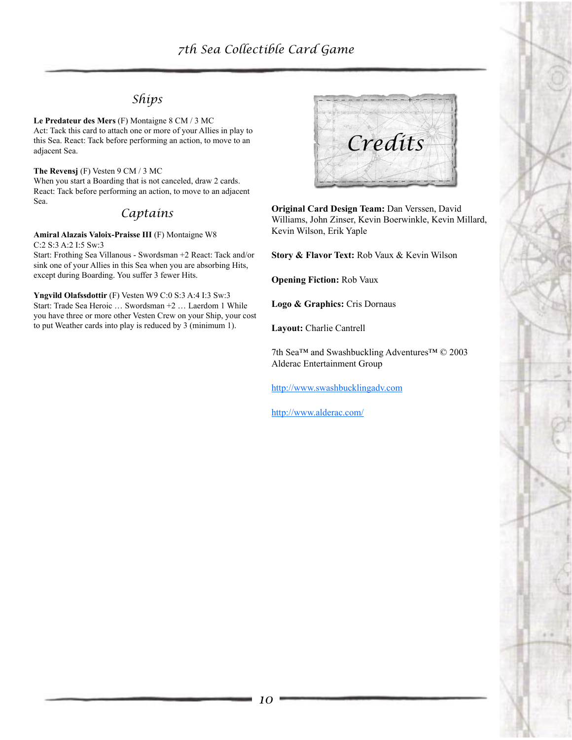## Ships

**Le Predateur des Mers** (F) Montaigne 8 CM / 3 MC
Act: Tack this card to attach one or more of your Allies in play to this Sea. React: Tack before performing an action, to move to an adjacent Sea.

**The Revensj** (F) Vesten 9 CM / 3 MC
When you start a Boarding that is not canceled, draw 2 cards. React: Tack before performing an action, to move to an adjacent Sea.

## Captains

**Amiral Alazais Valoix-Praisse III** (F) Montaigne W8
C:2 S:3 A:2 I:5 Sw:3
Start: Frothing Sea Villanous - Swordsman +2 React: Tack and/or sink one of your Allies in this Sea when you are absorbing Hits, except during Boarding. You suffer 3 fewer Hits.

**Yngvild Olafssdottir** (F) Vesten W9 C:0 S:3 A:4 I:3 Sw:3
Start: Trade Sea Heroic … Swordsman +2 … Laerdom 1 While you have three or more other Vesten Crew on your Ship, your cost to put Weather cards into play is reduced by 3 (minimum 1).

## Credits

**Original Card Design Team:** Dan Verssen, David Williams, John Zinser, Kevin Boerwinkle, Kevin Millard, Kevin Wilson, Erik Yaple

**Story & Flavor Text:** Rob Vaux & Kevin Wilson

**Opening Fiction:** Rob Vaux

**Logo & Graphics:** Cris Dornaus

**Layout:** Charlie Cantrell

7th Sea™ and Swashbuckling Adventures™ © 2003 Alderac Entertainment Group

http://www.swashbucklingadv.com

http://www.alderac.com/